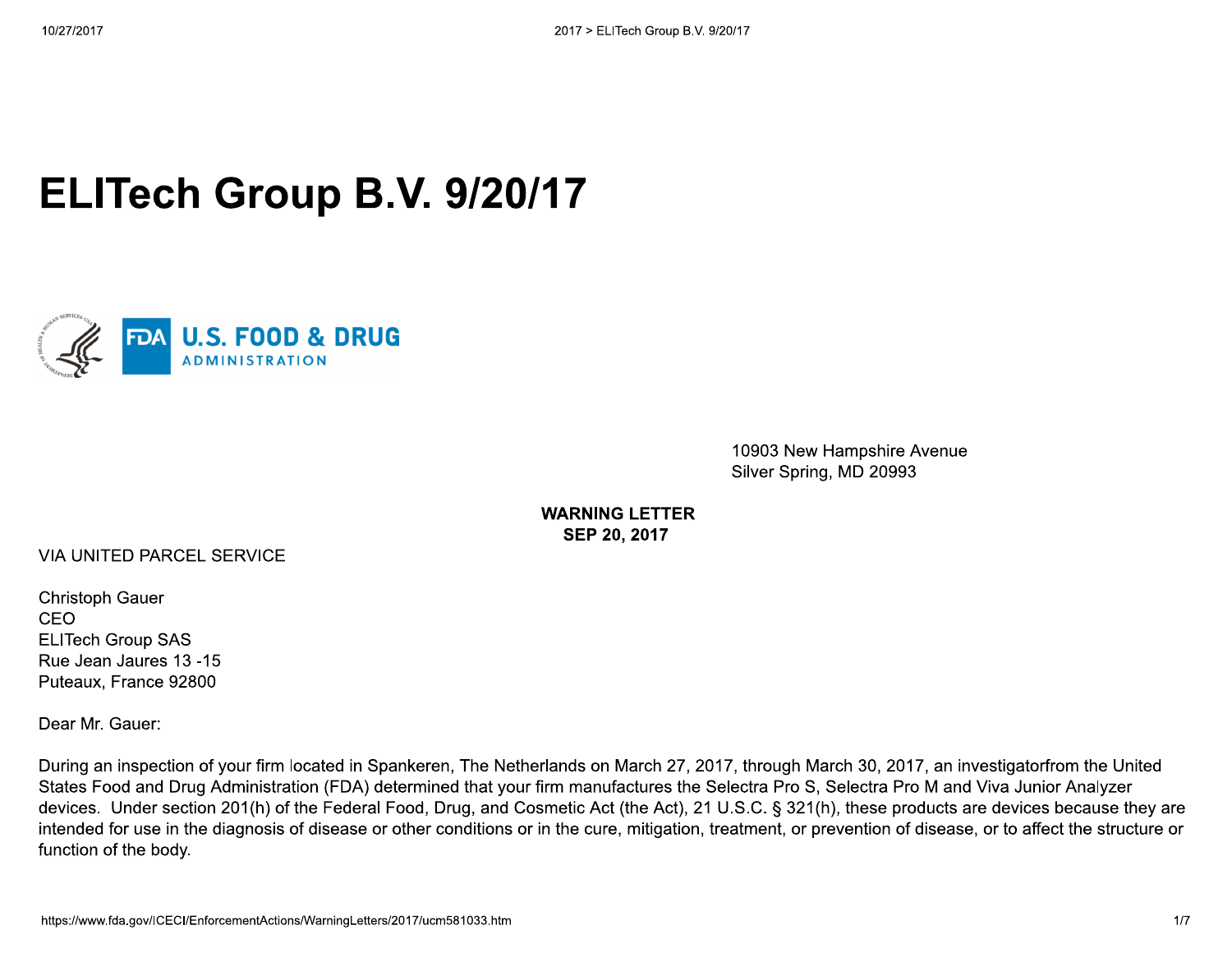# ELITech Group B.V. 9/20/17

10903 New Hampshire Avenue
Silver Spring, MD 20993

**WARNING LETTER**
**SEP 20, 2017**

VIA UNITED PARCEL SERVICE

Christoph Gauer
CEO
ELITech Group SAS
Rue Jean Jaures 13 -15
Puteaux, France 92800

Dear Mr. Gauer:

During an inspection of your firm located in Spankeren, The Netherlands on March 27, 2017, through March 30, 2017, an investigatorfrom the United States Food and Drug Administration (FDA) determined that your firm manufactures the Selectra Pro S, Selectra Pro M and Viva Junior Analyzer devices.  Under section 201(h) of the Federal Food, Drug, and Cosmetic Act (the Act), 21 U.S.C. § 321(h), these products are devices because they are intended for use in the diagnosis of disease or other conditions or in the cure, mitigation, treatment, or prevention of disease, or to affect the structure or function of the body.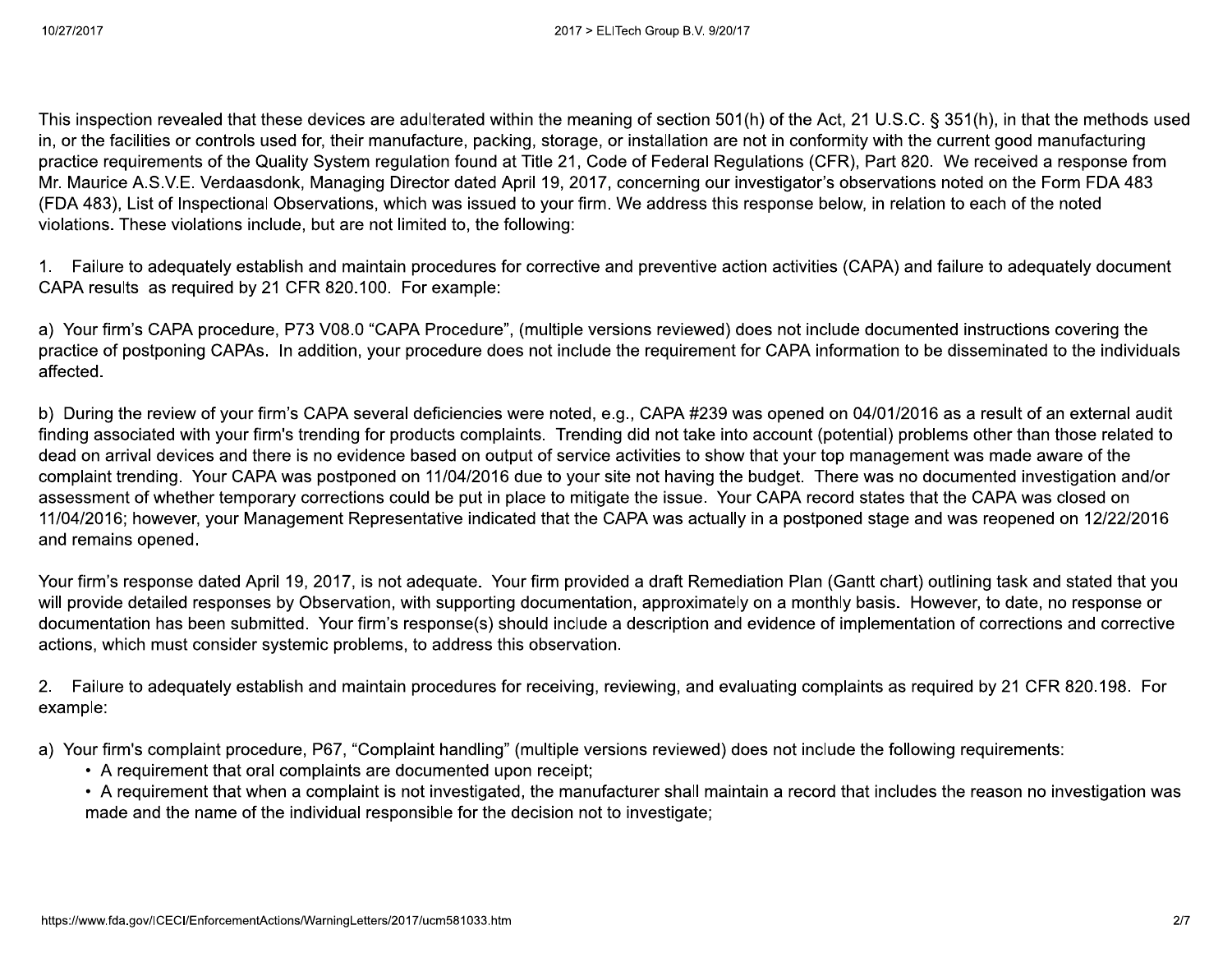This inspection revealed that these devices are adulterated within the meaning of section 501(h) of the Act, 21 U.S.C. § 351(h), in that the methods used in, or the facilities or controls used for, their manufacture, packing, storage, or installation are not in conformity with the current good manufacturing practice requirements of the Quality System regulation found at Title 21, Code of Federal Regulations (CFR), Part 820. We received a response from Mr. Maurice A.S.V.E. Verdaasdonk, Managing Director dated April 19, 2017, concerning our investigator's observations noted on the Form FDA 483 (FDA 483), List of Inspectional Observations, which was issued to your firm. We address this response below, in relation to each of the noted violations. These violations include, but are not limited to, the following:

1. Failure to adequately establish and maintain procedures for corrective and preventive action activities (CAPA) and failure to adequately document CAPA results as required by 21 CFR 820.100. For example:

a) Your firm's CAPA procedure, P73 V08.0 "CAPA Procedure", (multiple versions reviewed) does not include documented instructions covering the practice of postponing CAPAs. In addition, your procedure does not include the requirement for CAPA information to be disseminated to the individuals affected.

b) During the review of your firm's CAPA several deficiencies were noted, e.g., CAPA #239 was opened on 04/01/2016 as a result of an external audit finding associated with your firm's trending for products complaints. Trending did not take into account (potential) problems other than those related to dead on arrival devices and there is no evidence based on output of service activities to show that your top management was made aware of the complaint trending. Your CAPA was postponed on 11/04/2016 due to your site not having the budget. There was no documented investigation and/or assessment of whether temporary corrections could be put in place to mitigate the issue. Your CAPA record states that the CAPA was closed on 11/04/2016; however, your Management Representative indicated that the CAPA was actually in a postponed stage and was reopened on 12/22/2016 and remains opened.

Your firm's response dated April 19, 2017, is not adequate. Your firm provided a draft Remediation Plan (Gantt chart) outlining task and stated that you will provide detailed responses by Observation, with supporting documentation, approximately on a monthly basis. However, to date, no response or documentation has been submitted. Your firm's response(s) should include a description and evidence of implementation of corrections and corrective actions, which must consider systemic problems, to address this observation.

2. Failure to adequately establish and maintain procedures for receiving, reviewing, and evaluating complaints as required by 21 CFR 820.198. For example:

a) Your firm's complaint procedure, P67, "Complaint handling" (multiple versions reviewed) does not include the following requirements:

- A requirement that oral complaints are documented upon receipt;
- A requirement that when a complaint is not investigated, the manufacturer shall maintain a record that includes the reason no investigation was made and the name of the individual responsible for the decision not to investigate;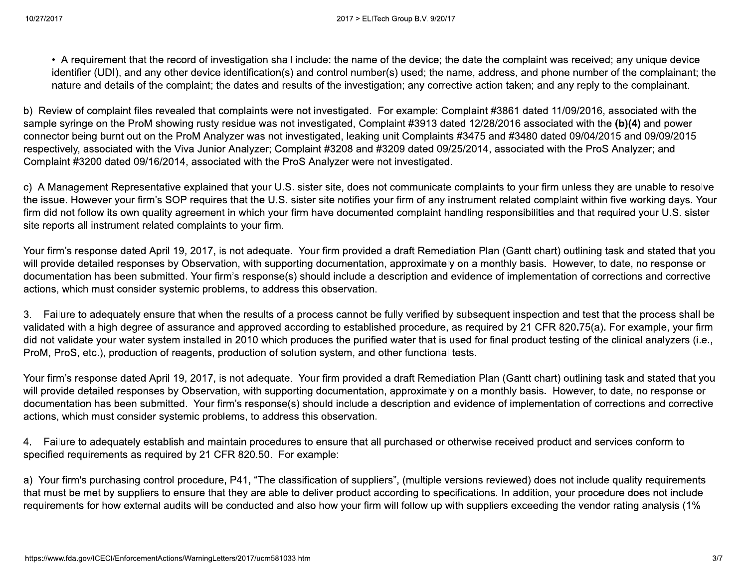- A requirement that the record of investigation shall include: the name of the device; the date the complaint was received; any unique device identifier (UDI), and any other device identification(s) and control number(s) used; the name, address, and phone number of the complainant; the nature and details of the complaint; the dates and results of the investigation; any corrective action taken; and any reply to the complainant.

b) Review of complaint files revealed that complaints were not investigated. For example: Complaint #3861 dated 11/09/2016, associated with the sample syringe on the ProM showing rusty residue was not investigated, Complaint #3913 dated 12/28/2016 associated with the **(b)(4)** and power connector being burnt out on the ProM Analyzer was not investigated, leaking unit Complaints #3475 and #3480 dated 09/04/2015 and 09/09/2015 respectively, associated with the Viva Junior Analyzer; Complaint #3208 and #3209 dated 09/25/2014, associated with the ProS Analyzer; and Complaint #3200 dated 09/16/2014, associated with the ProS Analyzer were not investigated.

c) A Management Representative explained that your U.S. sister site, does not communicate complaints to your firm unless they are unable to resolve the issue. However your firm's SOP requires that the U.S. sister site notifies your firm of any instrument related complaint within five working days. Your firm did not follow its own quality agreement in which your firm have documented complaint handling responsibilities and that required your U.S. sister site reports all instrument related complaints to your firm.

Your firm's response dated April 19, 2017, is not adequate. Your firm provided a draft Remediation Plan (Gantt chart) outlining task and stated that you will provide detailed responses by Observation, with supporting documentation, approximately on a monthly basis. However, to date, no response or documentation has been submitted. Your firm's response(s) should include a description and evidence of implementation of corrections and corrective actions, which must consider systemic problems, to address this observation.

3. Failure to adequately ensure that when the results of a process cannot be fully verified by subsequent inspection and test that the process shall be validated with a high degree of assurance and approved according to established procedure, as required by 21 CFR 820.75(a). For example, your firm did not validate your water system installed in 2010 which produces the purified water that is used for final product testing of the clinical analyzers (i.e., ProM, ProS, etc.), production of reagents, production of solution system, and other functional tests.

Your firm's response dated April 19, 2017, is not adequate. Your firm provided a draft Remediation Plan (Gantt chart) outlining task and stated that you will provide detailed responses by Observation, with supporting documentation, approximately on a monthly basis. However, to date, no response or documentation has been submitted. Your firm's response(s) should include a description and evidence of implementation of corrections and corrective actions, which must consider systemic problems, to address this observation.

4. Failure to adequately establish and maintain procedures to ensure that all purchased or otherwise received product and services conform to specified requirements as required by 21 CFR 820.50. For example:

a) Your firm's purchasing control procedure, P41, "The classification of suppliers", (multiple versions reviewed) does not include quality requirements that must be met by suppliers to ensure that they are able to deliver product according to specifications. In addition, your procedure does not include requirements for how external audits will be conducted and also how your firm will follow up with suppliers exceeding the vendor rating analysis (1%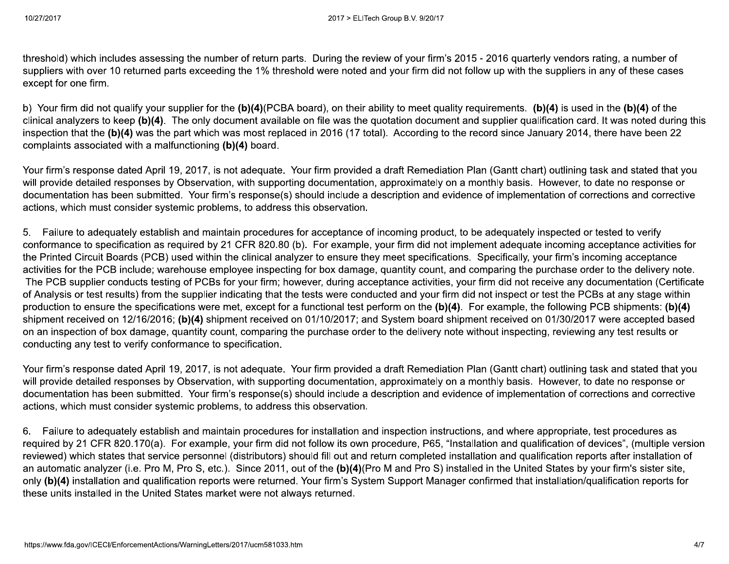threshold) which includes assessing the number of return parts. During the review of your firm's 2015 - 2016 quarterly vendors rating, a number of suppliers with over 10 returned parts exceeding the 1% threshold were noted and your firm did not follow up with the suppliers in any of these cases except for one firm.

b) Your firm did not qualify your supplier for the **(b)(4)**(PCBA board), on their ability to meet quality requirements. **(b)(4)** is used in the **(b)(4)** of the clinical analyzers to keep **(b)(4)**. The only document available on file was the quotation document and supplier qualification card. It was noted during this inspection that the **(b)(4)** was the part which was most replaced in 2016 (17 total). According to the record since January 2014, there have been 22 complaints associated with a malfunctioning **(b)(4)** board.

Your firm's response dated April 19, 2017, is not adequate. Your firm provided a draft Remediation Plan (Gantt chart) outlining task and stated that you will provide detailed responses by Observation, with supporting documentation, approximately on a monthly basis. However, to date no response or documentation has been submitted. Your firm's response(s) should include a description and evidence of implementation of corrections and corrective actions, which must consider systemic problems, to address this observation.

5. Failure to adequately establish and maintain procedures for acceptance of incoming product, to be adequately inspected or tested to verify conformance to specification as required by 21 CFR 820.80 (b). For example, your firm did not implement adequate incoming acceptance activities for the Printed Circuit Boards (PCB) used within the clinical analyzer to ensure they meet specifications. Specifically, your firm's incoming acceptance activities for the PCB include; warehouse employee inspecting for box damage, quantity count, and comparing the purchase order to the delivery note. The PCB supplier conducts testing of PCBs for your firm; however, during acceptance activities, your firm did not receive any documentation (Certificate of Analysis or test results) from the supplier indicating that the tests were conducted and your firm did not inspect or test the PCBs at any stage within production to ensure the specifications were met, except for a functional test perform on the **(b)(4)**. For example, the following PCB shipments: **(b)(4)** shipment received on 12/16/2016; **(b)(4)** shipment received on 01/10/2017; and System board shipment received on 01/30/2017 were accepted based on an inspection of box damage, quantity count, comparing the purchase order to the delivery note without inspecting, reviewing any test results or conducting any test to verify conformance to specification.

Your firm's response dated April 19, 2017, is not adequate. Your firm provided a draft Remediation Plan (Gantt chart) outlining task and stated that you will provide detailed responses by Observation, with supporting documentation, approximately on a monthly basis. However, to date no response or documentation has been submitted. Your firm's response(s) should include a description and evidence of implementation of corrections and corrective actions, which must consider systemic problems, to address this observation.

6. Failure to adequately establish and maintain procedures for installation and inspection instructions, and where appropriate, test procedures as required by 21 CFR 820.170(a). For example, your firm did not follow its own procedure, P65, "Installation and qualification of devices", (multiple version reviewed) which states that service personnel (distributors) should fill out and return completed installation and qualification reports after installation of an automatic analyzer (i.e. Pro M, Pro S, etc.). Since 2011, out of the **(b)(4)**(Pro M and Pro S) installed in the United States by your firm's sister site, only **(b)(4)** installation and qualification reports were returned. Your firm's System Support Manager confirmed that installation/qualification reports for these units installed in the United States market were not always returned.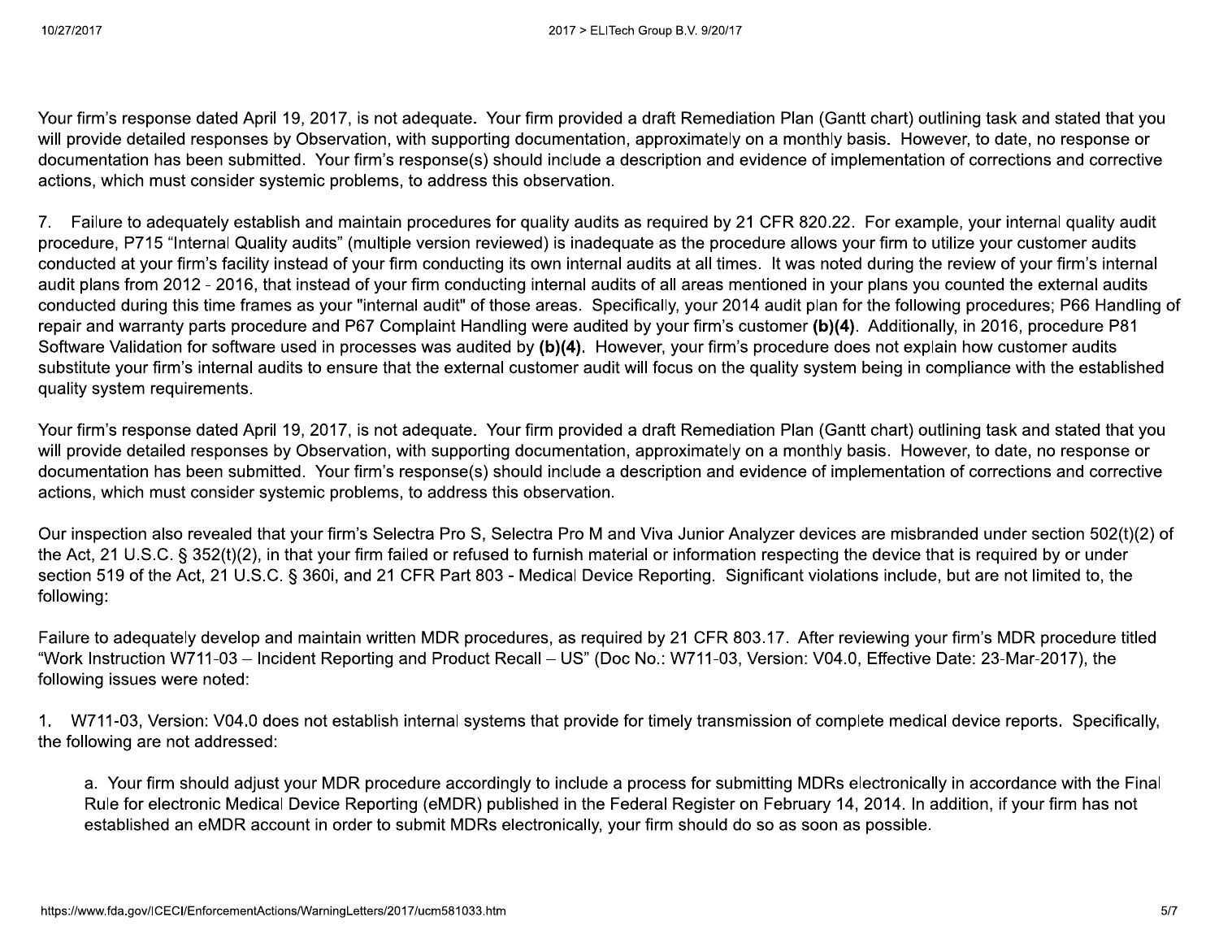Your firm's response dated April 19, 2017, is not adequate. Your firm provided a draft Remediation Plan (Gantt chart) outlining task and stated that you will provide detailed responses by Observation, with supporting documentation, approximately on a monthly basis. However, to date, no response or documentation has been submitted. Your firm's response(s) should include a description and evidence of implementation of corrections and corrective actions, which must consider systemic problems, to address this observation.

7. Failure to adequately establish and maintain procedures for quality audits as required by 21 CFR 820.22. For example, your internal quality audit procedure, P715 "Internal Quality audits" (multiple version reviewed) is inadequate as the procedure allows your firm to utilize your customer audits conducted at your firm's facility instead of your firm conducting its own internal audits at all times. It was noted during the review of your firm's internal audit plans from 2012 - 2016, that instead of your firm conducting internal audits of all areas mentioned in your plans you counted the external audits conducted during this time frames as your "internal audit" of those areas. Specifically, your 2014 audit plan for the following procedures; P66 Handling of repair and warranty parts procedure and P67 Complaint Handling were audited by your firm's customer **(b)(4)**. Additionally, in 2016, procedure P81 Software Validation for software used in processes was audited by **(b)(4)**. However, your firm's procedure does not explain how customer audits substitute your firm's internal audits to ensure that the external customer audit will focus on the quality system being in compliance with the established quality system requirements.

Your firm's response dated April 19, 2017, is not adequate. Your firm provided a draft Remediation Plan (Gantt chart) outlining task and stated that you will provide detailed responses by Observation, with supporting documentation, approximately on a monthly basis. However, to date, no response or documentation has been submitted. Your firm's response(s) should include a description and evidence of implementation of corrections and corrective actions, which must consider systemic problems, to address this observation.

Our inspection also revealed that your firm's Selectra Pro S, Selectra Pro M and Viva Junior Analyzer devices are misbranded under section 502(t)(2) of the Act, 21 U.S.C. § 352(t)(2), in that your firm failed or refused to furnish material or information respecting the device that is required by or under section 519 of the Act, 21 U.S.C. § 360i, and 21 CFR Part 803 - Medical Device Reporting. Significant violations include, but are not limited to, the following:

Failure to adequately develop and maintain written MDR procedures, as required by 21 CFR 803.17. After reviewing your firm's MDR procedure titled "Work Instruction W711-03 – Incident Reporting and Product Recall – US" (Doc No.: W711-03, Version: V04.0, Effective Date: 23-Mar-2017), the following issues were noted:

1. W711-03, Version: V04.0 does not establish internal systems that provide for timely transmission of complete medical device reports. Specifically, the following are not addressed:

    a. Your firm should adjust your MDR procedure accordingly to include a process for submitting MDRs electronically in accordance with the Final Rule for electronic Medical Device Reporting (eMDR) published in the Federal Register on February 14, 2014. In addition, if your firm has not established an eMDR account in order to submit MDRs electronically, your firm should do so as soon as possible.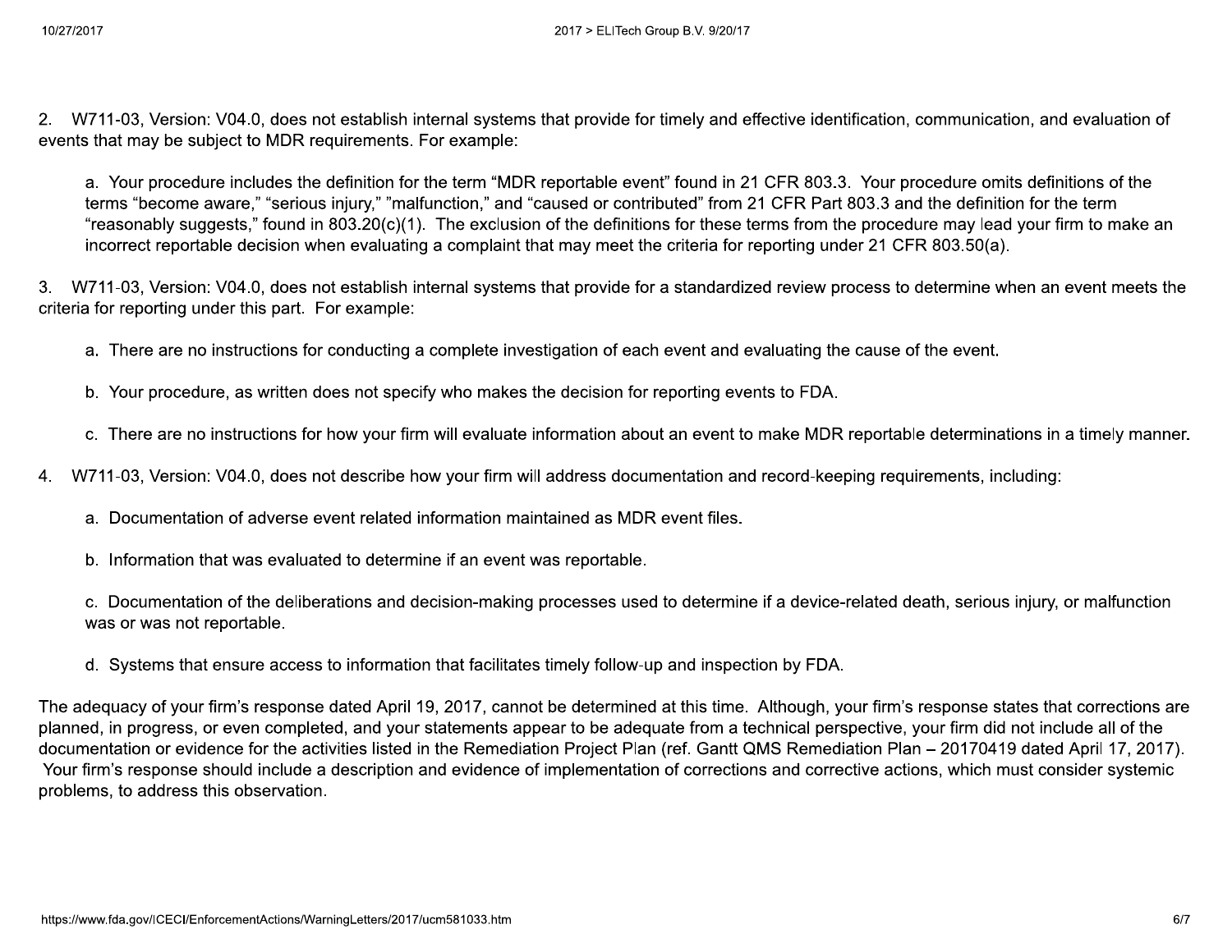2. W711-03, Version: V04.0, does not establish internal systems that provide for timely and effective identification, communication, and evaluation of events that may be subject to MDR requirements. For example:

  a. Your procedure includes the definition for the term "MDR reportable event" found in 21 CFR 803.3. Your procedure omits definitions of the terms "become aware," "serious injury," "malfunction," and "caused or contributed" from 21 CFR Part 803.3 and the definition for the term "reasonably suggests," found in 803.20(c)(1). The exclusion of the definitions for these terms from the procedure may lead your firm to make an incorrect reportable decision when evaluating a complaint that may meet the criteria for reporting under 21 CFR 803.50(a).

3. W711-03, Version: V04.0, does not establish internal systems that provide for a standardized review process to determine when an event meets the criteria for reporting under this part. For example:

  a. There are no instructions for conducting a complete investigation of each event and evaluating the cause of the event.

  b. Your procedure, as written does not specify who makes the decision for reporting events to FDA.

  c. There are no instructions for how your firm will evaluate information about an event to make MDR reportable determinations in a timely manner.

4. W711-03, Version: V04.0, does not describe how your firm will address documentation and record-keeping requirements, including:

  a. Documentation of adverse event related information maintained as MDR event files.

  b. Information that was evaluated to determine if an event was reportable.

  c. Documentation of the deliberations and decision-making processes used to determine if a device-related death, serious injury, or malfunction was or was not reportable.

  d. Systems that ensure access to information that facilitates timely follow-up and inspection by FDA.

The adequacy of your firm's response dated April 19, 2017, cannot be determined at this time. Although, your firm's response states that corrections are planned, in progress, or even completed, and your statements appear to be adequate from a technical perspective, your firm did not include all of the documentation or evidence for the activities listed in the Remediation Project Plan (ref. Gantt QMS Remediation Plan – 20170419 dated April 17, 2017). Your firm's response should include a description and evidence of implementation of corrections and corrective actions, which must consider systemic problems, to address this observation.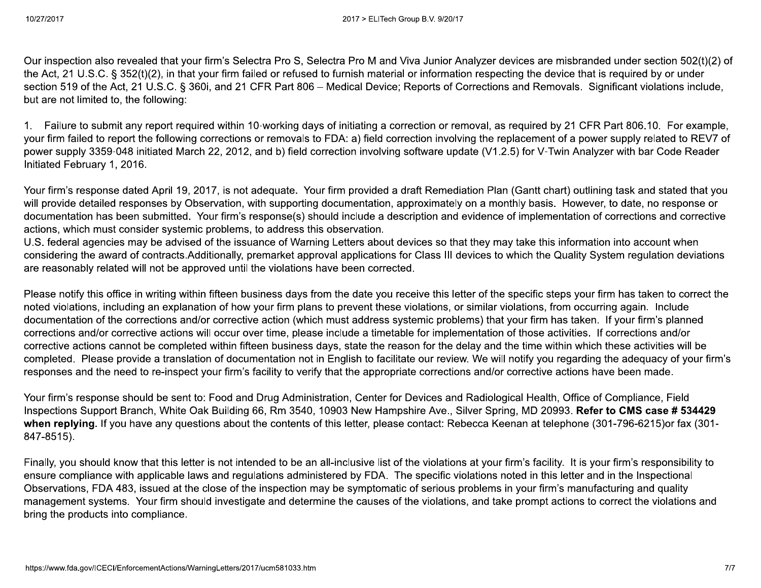Our inspection also revealed that your firm's Selectra Pro S, Selectra Pro M and Viva Junior Analyzer devices are misbranded under section 502(t)(2) of the Act, 21 U.S.C. § 352(t)(2), in that your firm failed or refused to furnish material or information respecting the device that is required by or under section 519 of the Act, 21 U.S.C. § 360i, and 21 CFR Part 806 – Medical Device; Reports of Corrections and Removals. Significant violations include, but are not limited to, the following:

1. Failure to submit any report required within 10-working days of initiating a correction or removal, as required by 21 CFR Part 806.10. For example, your firm failed to report the following corrections or removals to FDA: a) field correction involving the replacement of a power supply related to REV7 of power supply 3359-048 initiated March 22, 2012, and b) field correction involving software update (V1.2.5) for V-Twin Analyzer with bar Code Reader Initiated February 1, 2016.

Your firm's response dated April 19, 2017, is not adequate. Your firm provided a draft Remediation Plan (Gantt chart) outlining task and stated that you will provide detailed responses by Observation, with supporting documentation, approximately on a monthly basis. However, to date, no response or documentation has been submitted. Your firm's response(s) should include a description and evidence of implementation of corrections and corrective actions, which must consider systemic problems, to address this observation.
U.S. federal agencies may be advised of the issuance of Warning Letters about devices so that they may take this information into account when considering the award of contracts.Additionally, premarket approval applications for Class III devices to which the Quality System regulation deviations are reasonably related will not be approved until the violations have been corrected.

Please notify this office in writing within fifteen business days from the date you receive this letter of the specific steps your firm has taken to correct the noted violations, including an explanation of how your firm plans to prevent these violations, or similar violations, from occurring again. Include documentation of the corrections and/or corrective action (which must address systemic problems) that your firm has taken. If your firm's planned corrections and/or corrective actions will occur over time, please include a timetable for implementation of those activities. If corrections and/or corrective actions cannot be completed within fifteen business days, state the reason for the delay and the time within which these activities will be completed. Please provide a translation of documentation not in English to facilitate our review. We will notify you regarding the adequacy of your firm's responses and the need to re-inspect your firm's facility to verify that the appropriate corrections and/or corrective actions have been made.

Your firm's response should be sent to: Food and Drug Administration, Center for Devices and Radiological Health, Office of Compliance, Field Inspections Support Branch, White Oak Building 66, Rm 3540, 10903 New Hampshire Ave., Silver Spring, MD 20993. **Refer to CMS case # 534429 when replying.** If you have any questions about the contents of this letter, please contact: Rebecca Keenan at telephone (301-796-6215)or fax (301-847-8515).

Finally, you should know that this letter is not intended to be an all-inclusive list of the violations at your firm's facility. It is your firm's responsibility to ensure compliance with applicable laws and regulations administered by FDA. The specific violations noted in this letter and in the Inspectional Observations, FDA 483, issued at the close of the inspection may be symptomatic of serious problems in your firm's manufacturing and quality management systems. Your firm should investigate and determine the causes of the violations, and take prompt actions to correct the violations and bring the products into compliance.